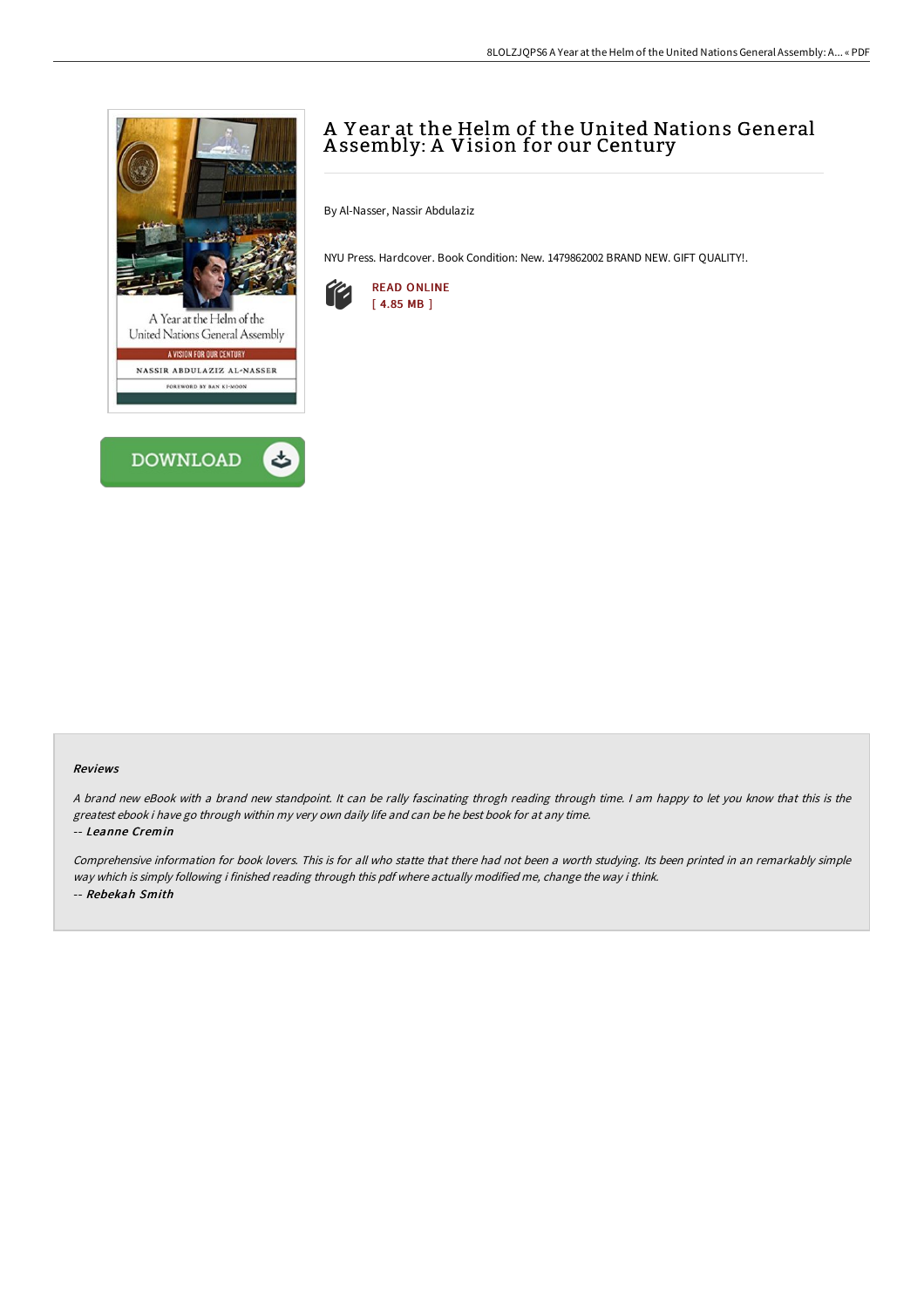# A Year at the Helm of the United Nations General Assembly: A Vision for our Century

By Al-Nasser, Nassir Abdulaziz

NYU Press. Hardcover. Book Condition: New. 1479862002 BRAND NEW. GIFT QUALITY!.

READ ONLINE
[ 4.85 MB ]

DOWNLOAD

### Reviews

*A brand new eBook with a brand new standpoint. It can be rally fascinating throgh reading through time. I am happy to let you know that this is the greatest ebook i have go through within my very own daily life and can be he best book for at any time.*

*-- **Leanne Cremin***

*Comprehensive information for book lovers. This is for all who statte that there had not been a worth studying. Its been printed in an remarkably simple way which is simply following i finished reading through this pdf where actually modified me, change the way i think.*

*-- **Rebekah Smith***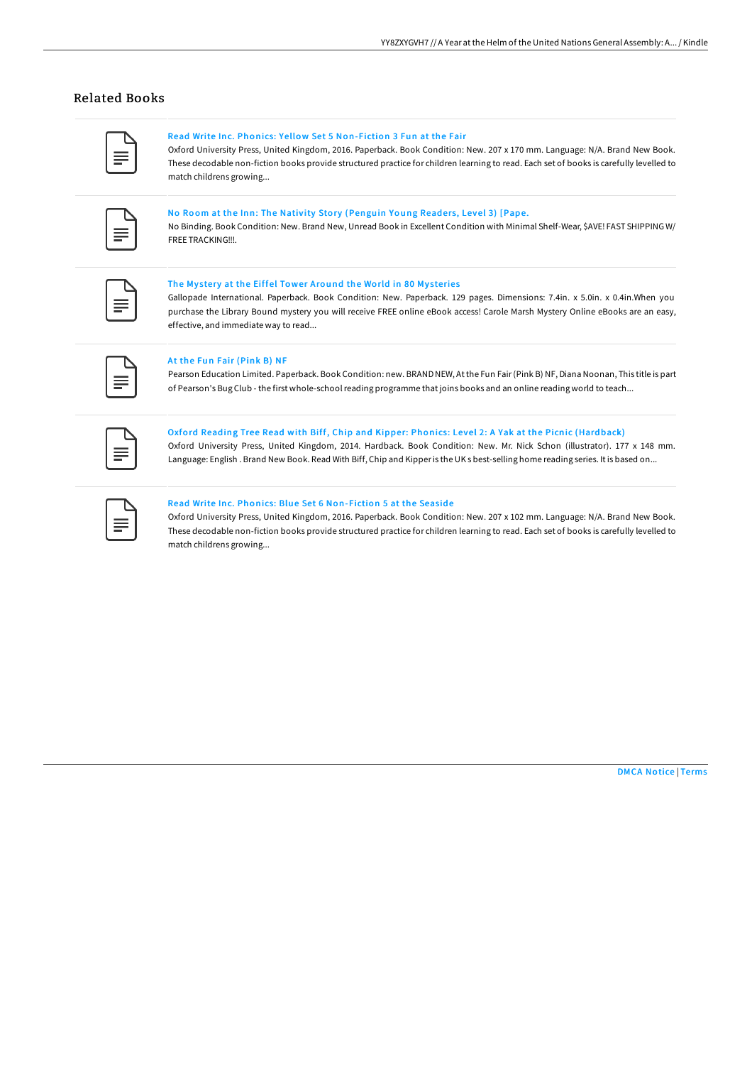## Related Books

### Read Write Inc. Phonics: Yellow Set 5 Non-Fiction 3 Fun at the Fair

Oxford University Press, United Kingdom, 2016. Paperback. Book Condition: New. 207 x 170 mm. Language: N/A. Brand New Book. These decodable non-fiction books provide structured practice for children learning to read. Each set of books is carefully levelled to match childrens growing...

### No Room at the Inn: The Nativity Story (Penguin Young Readers, Level 3) [Pape.

No Binding. Book Condition: New. Brand New, Unread Book in Excellent Condition with Minimal Shelf-Wear, $AVE! FAST SHIPPING W/ FREE TRACKING!!!.

### The Mystery at the Eiffel Tower Around the World in 80 Mysteries

Gallopade International. Paperback. Book Condition: New. Paperback. 129 pages. Dimensions: 7.4in. x 5.0in. x 0.4in.When you purchase the Library Bound mystery you will receive FREE online eBook access! Carole Marsh Mystery Online eBooks are an easy, effective, and immediate way to read...

### At the Fun Fair (Pink B) NF

Pearson Education Limited. Paperback. Book Condition: new. BRAND NEW, At the Fun Fair (Pink B) NF, Diana Noonan, This title is part of Pearson's Bug Club - the first whole-school reading programme that joins books and an online reading world to teach...

### Oxford Reading Tree Read with Biff, Chip and Kipper: Phonics: Level 2: A Yak at the Picnic (Hardback)

Oxford University Press, United Kingdom, 2014. Hardback. Book Condition: New. Mr. Nick Schon (illustrator). 177 x 148 mm. Language: English . Brand New Book. Read With Biff, Chip and Kipper is the UK s best-selling home reading series. It is based on...

### Read Write Inc. Phonics: Blue Set 6 Non-Fiction 5 at the Seaside

Oxford University Press, United Kingdom, 2016. Paperback. Book Condition: New. 207 x 102 mm. Language: N/A. Brand New Book. These decodable non-fiction books provide structured practice for children learning to read. Each set of books is carefully levelled to match childrens growing...

DMCA Notice | Terms